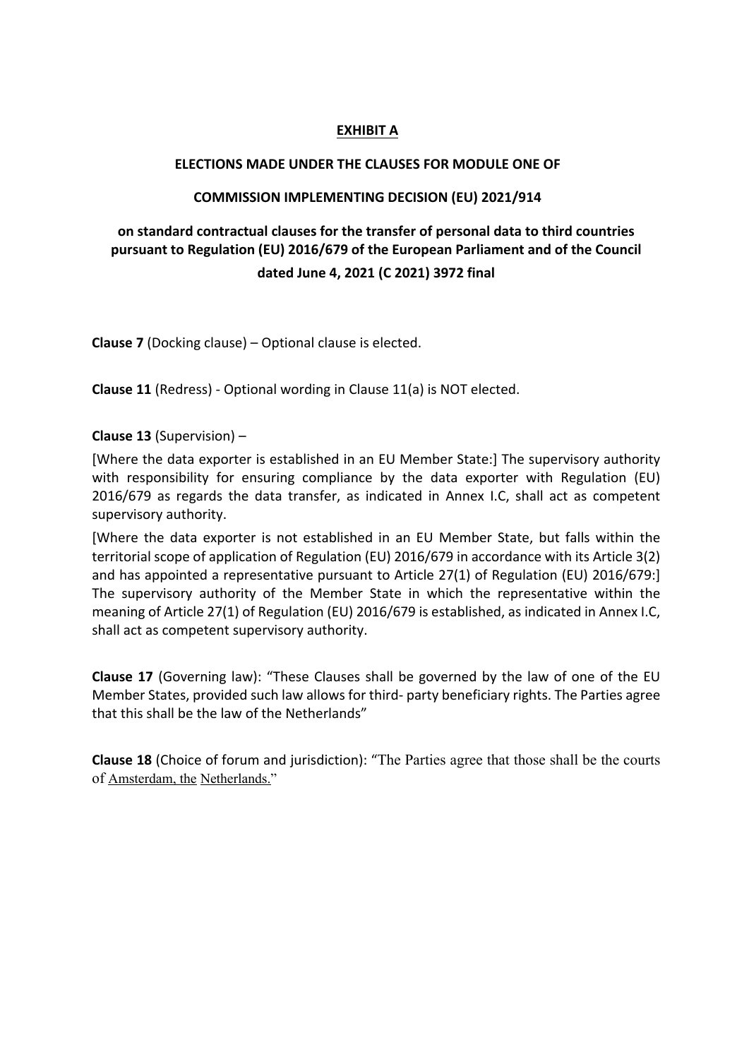**EXHIBIT A**

**ELECTIONS MADE UNDER THE CLAUSES FOR MODULE ONE OF**

**COMMISSION IMPLEMENTING DECISION (EU) 2021/914**

**on standard contractual clauses for the transfer of personal data to third countries pursuant to Regulation (EU) 2016/679 of the European Parliament and of the Council dated June 4, 2021 (C 2021) 3972 final**

**Clause 7** (Docking clause) – Optional clause is elected.

**Clause 11** (Redress) - Optional wording in Clause 11(a) is NOT elected.

**Clause 13** (Supervision) –

[Where the data exporter is established in an EU Member State:] The supervisory authority with responsibility for ensuring compliance by the data exporter with Regulation (EU) 2016/679 as regards the data transfer, as indicated in Annex I.C, shall act as competent supervisory authority.

[Where the data exporter is not established in an EU Member State, but falls within the territorial scope of application of Regulation (EU) 2016/679 in accordance with its Article 3(2) and has appointed a representative pursuant to Article 27(1) of Regulation (EU) 2016/679:] The supervisory authority of the Member State in which the representative within the meaning of Article 27(1) of Regulation (EU) 2016/679 is established, as indicated in Annex I.C, shall act as competent supervisory authority.

**Clause 17** (Governing law): "These Clauses shall be governed by the law of one of the EU Member States, provided such law allows for third- party beneficiary rights. The Parties agree that this shall be the law of the Netherlands"

**Clause 18** (Choice of forum and jurisdiction): "The Parties agree that those shall be the courts of Amsterdam, the Netherlands."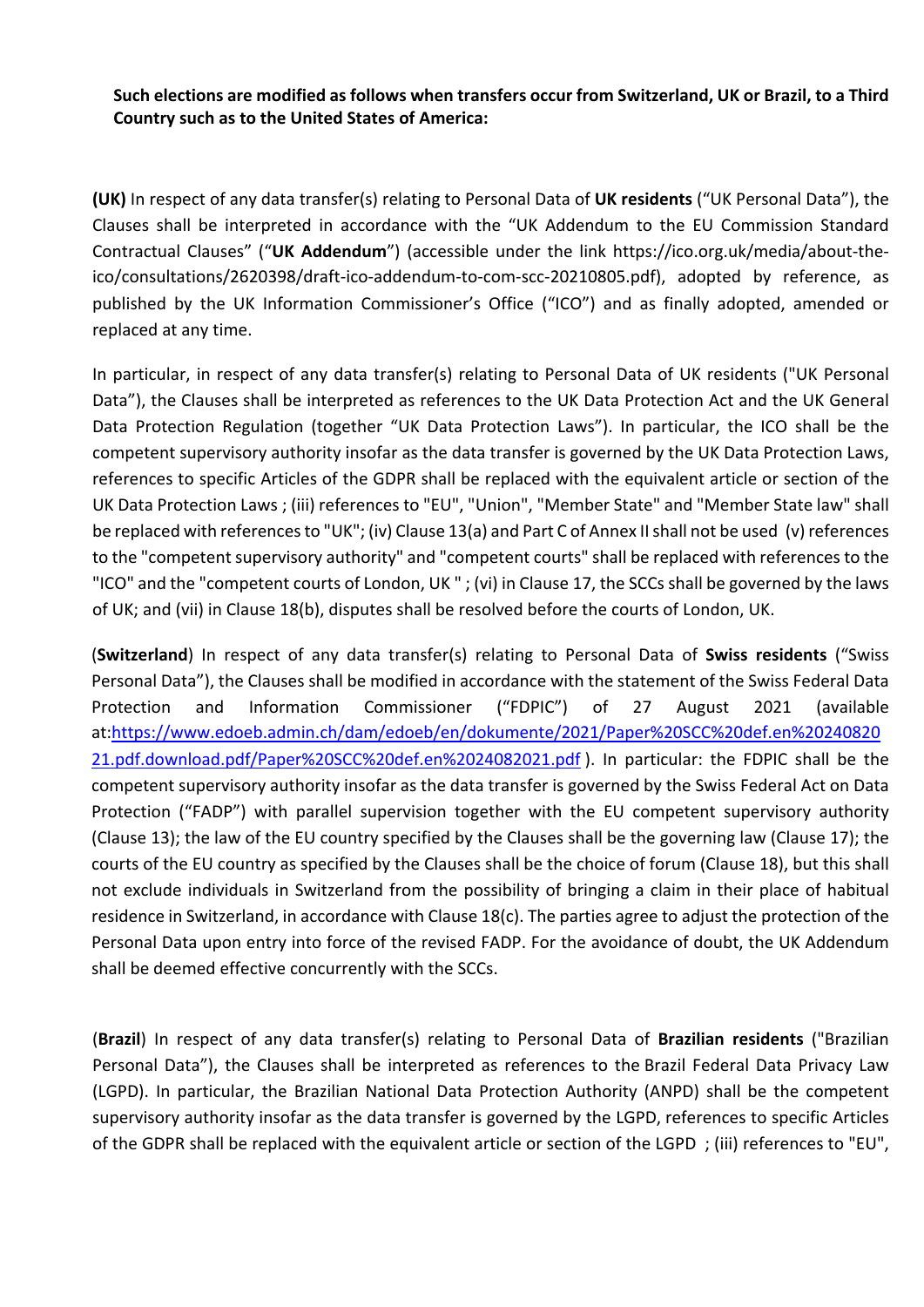**Such elections are modified as follows when transfers occur from Switzerland, UK or Brazil, to a Third Country such as to the United States of America:**

**(UK)** In respect of any data transfer(s) relating to Personal Data of **UK residents** ("UK Personal Data"), the Clauses shall be interpreted in accordance with the "UK Addendum to the EU Commission Standard Contractual Clauses" ("**UK Addendum**") (accessible under the link https://ico.org.uk/media/about-the-ico/consultations/2620398/draft-ico-addendum-to-com-scc-20210805.pdf), adopted by reference, as published by the UK Information Commissioner's Office ("ICO") and as finally adopted, amended or replaced at any time.

In particular, in respect of any data transfer(s) relating to Personal Data of UK residents ("UK Personal Data"), the Clauses shall be interpreted as references to the UK Data Protection Act and the UK General Data Protection Regulation (together "UK Data Protection Laws"). In particular, the ICO shall be the competent supervisory authority insofar as the data transfer is governed by the UK Data Protection Laws, references to specific Articles of the GDPR shall be replaced with the equivalent article or section of the UK Data Protection Laws ; (iii) references to "EU", "Union", "Member State" and "Member State law" shall be replaced with references to "UK"; (iv) Clause 13(a) and Part C of Annex II shall not be used (v) references to the "competent supervisory authority" and "competent courts" shall be replaced with references to the "ICO" and the "competent courts of London, UK " ; (vi) in Clause 17, the SCCs shall be governed by the laws of UK; and (vii) in Clause 18(b), disputes shall be resolved before the courts of London, UK.

(**Switzerland**) In respect of any data transfer(s) relating to Personal Data of **Swiss residents** ("Swiss Personal Data"), the Clauses shall be modified in accordance with the statement of the Swiss Federal Data Protection and Information Commissioner ("FDPIC") of 27 August 2021 (available at:[https://www.edoeb.admin.ch/dam/edoeb/en/dokumente/2021/Paper%20SCC%20def.en%2024082021.pdf.download.pdf/Paper%20SCC%20def.en%2024082021.pdf](https://www.edoeb.admin.ch/dam/edoeb/en/dokumente/2021/Paper%20SCC%20def.en%2024082021.pdf.download.pdf/Paper%20SCC%20def.en%2024082021.pdf) ). In particular: the FDPIC shall be the competent supervisory authority insofar as the data transfer is governed by the Swiss Federal Act on Data Protection ("FADP") with parallel supervision together with the EU competent supervisory authority (Clause 13); the law of the EU country specified by the Clauses shall be the governing law (Clause 17); the courts of the EU country as specified by the Clauses shall be the choice of forum (Clause 18), but this shall not exclude individuals in Switzerland from the possibility of bringing a claim in their place of habitual residence in Switzerland, in accordance with Clause 18(c). The parties agree to adjust the protection of the Personal Data upon entry into force of the revised FADP. For the avoidance of doubt, the UK Addendum shall be deemed effective concurrently with the SCCs.

(**Brazil**) In respect of any data transfer(s) relating to Personal Data of **Brazilian residents** ("Brazilian Personal Data"), the Clauses shall be interpreted as references to the Brazil Federal Data Privacy Law (LGPD). In particular, the Brazilian National Data Protection Authority (ANPD) shall be the competent supervisory authority insofar as the data transfer is governed by the LGPD, references to specific Articles of the GDPR shall be replaced with the equivalent article or section of the LGPD ; (iii) references to "EU",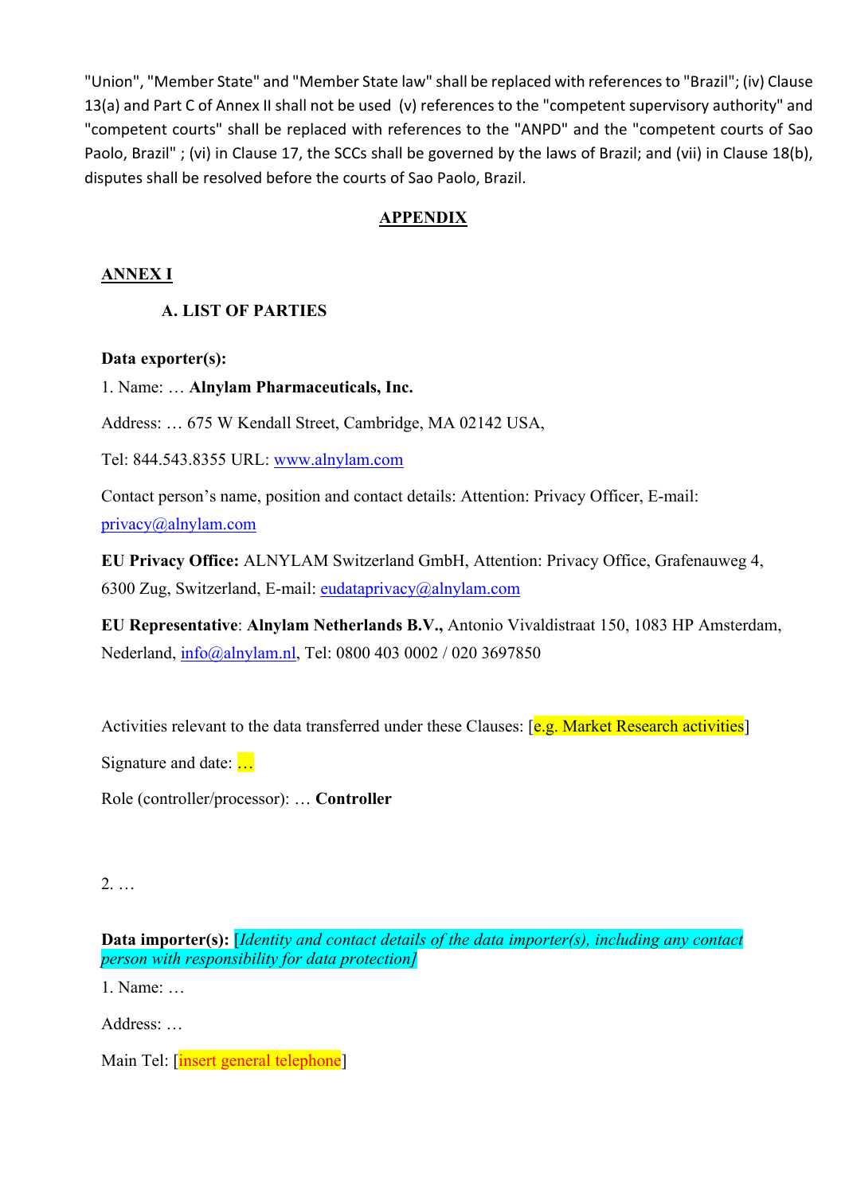"Union", "Member State" and "Member State law" shall be replaced with references to "Brazil"; (iv) Clause 13(a) and Part C of Annex II shall not be used (v) references to the "competent supervisory authority" and "competent courts" shall be replaced with references to the "ANPD" and the "competent courts of Sao Paolo, Brazil" ; (vi) in Clause 17, the SCCs shall be governed by the laws of Brazil; and (vii) in Clause 18(b), disputes shall be resolved before the courts of Sao Paolo, Brazil.

## APPENDIX

### ANNEX I

#### A. LIST OF PARTIES

**Data exporter(s):**

1. Name: … **Alnylam Pharmaceuticals, Inc.**

Address: … 675 W Kendall Street, Cambridge, MA 02142 USA,

Tel: 844.543.8355 URL: www.alnylam.com

Contact person's name, position and contact details: Attention: Privacy Officer, E-mail: privacy@alnylam.com

**EU Privacy Office:** ALNYLAM Switzerland GmbH, Attention: Privacy Office, Grafenauweg 4, 6300 Zug, Switzerland, E-mail: eudataprivacy@alnylam.com

**EU Representative**: **Alnylam Netherlands B.V.,** Antonio Vivaldistraat 150, 1083 HP Amsterdam, Nederland, info@alnylam.nl, Tel: 0800 403 0002 / 020 3697850

Activities relevant to the data transferred under these Clauses: [e.g. Market Research activities]

Signature and date: …

Role (controller/processor): … **Controller**

2. …

**Data importer(s):** [*Identity and contact details of the data importer(s), including any contact person with responsibility for data protection]*

1. Name: …

Address: …

Main Tel: [insert general telephone]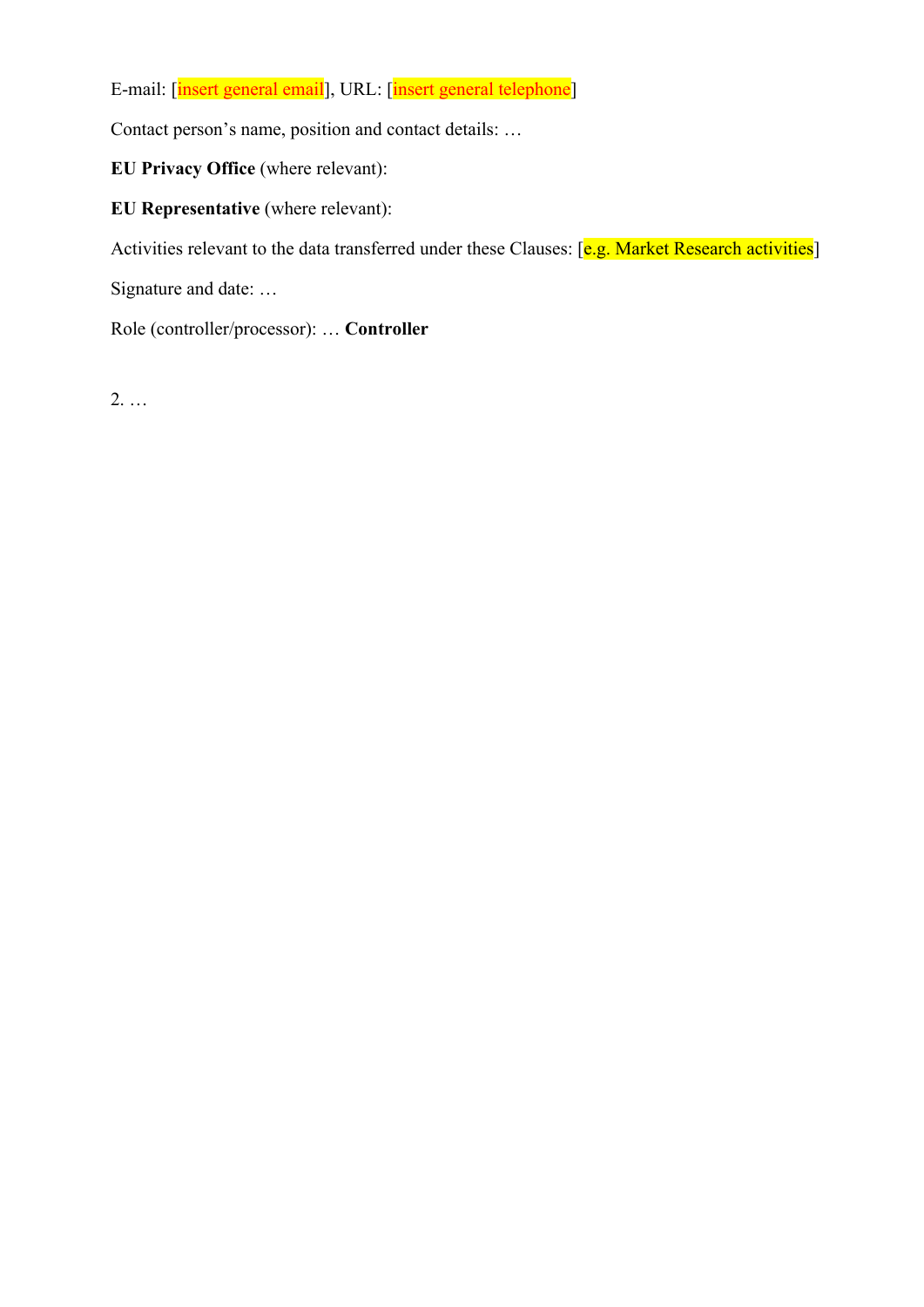E-mail: [insert general email], URL: [insert general telephone]

Contact person's name, position and contact details: …

**EU Privacy Office** (where relevant):

**EU Representative** (where relevant):

Activities relevant to the data transferred under these Clauses: [e.g. Market Research activities]

Signature and date: …

Role (controller/processor): … **Controller**

2. …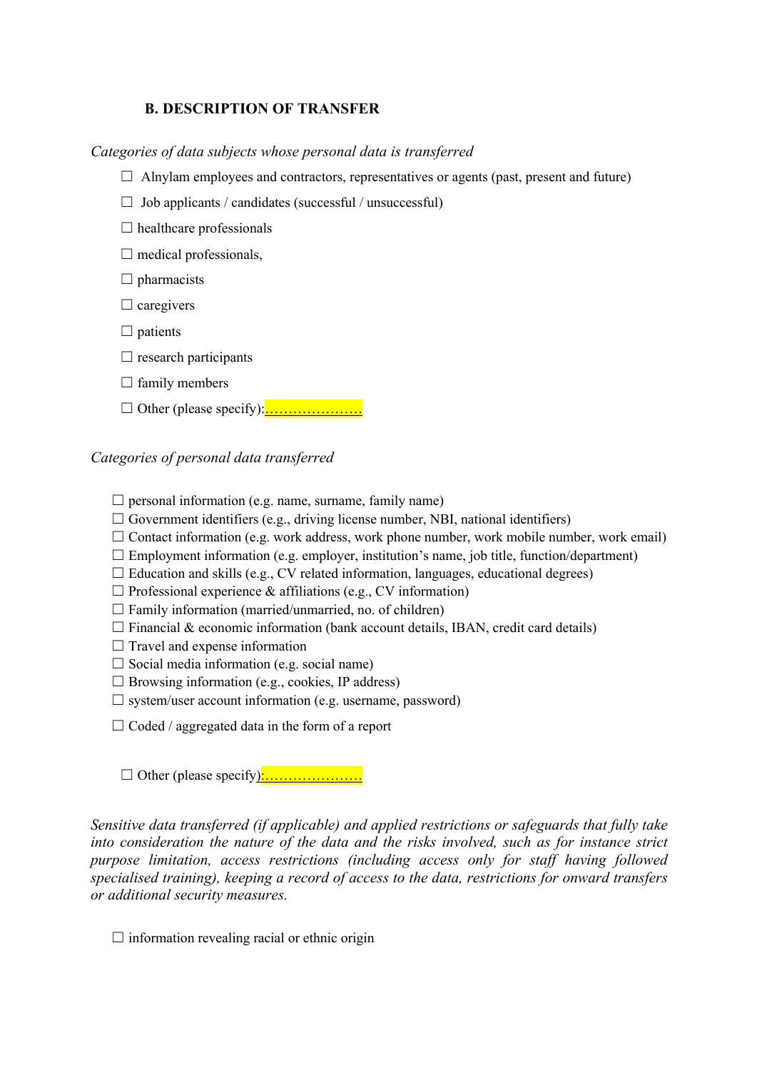### B. DESCRIPTION OF TRANSFER

*Categories of data subjects whose personal data is transferred*

☐ Alnylam employees and contractors, representatives or agents (past, present and future)

☐ Job applicants / candidates (successful / unsuccessful)

☐ healthcare professionals

☐ medical professionals,

☐ pharmacists

☐ caregivers

☐ patients

☐ research participants

☐ family members

☐ Other (please specify):…………………

*Categories of personal data transferred*

☐ personal information (e.g. name, surname, family name)
☐ Government identifiers (e.g., driving license number, NBI, national identifiers)
☐ Contact information (e.g. work address, work phone number, work mobile number, work email)
☐ Employment information (e.g. employer, institution's name, job title, function/department)
☐ Education and skills (e.g., CV related information, languages, educational degrees)
☐ Professional experience & affiliations (e.g., CV information)
☐ Family information (married/unmarried, no. of children)
☐ Financial & economic information (bank account details, IBAN, credit card details)
☐ Travel and expense information
☐ Social media information (e.g. social name)
☐ Browsing information (e.g., cookies, IP address)
☐ system/user account information (e.g. username, password)

☐ Coded / aggregated data in the form of a report

☐ Other (please specify):…………………

*Sensitive data transferred (if applicable) and applied restrictions or safeguards that fully take into consideration the nature of the data and the risks involved, such as for instance strict purpose limitation, access restrictions (including access only for staff having followed specialised training), keeping a record of access to the data, restrictions for onward transfers or additional security measures.*

☐ information revealing racial or ethnic origin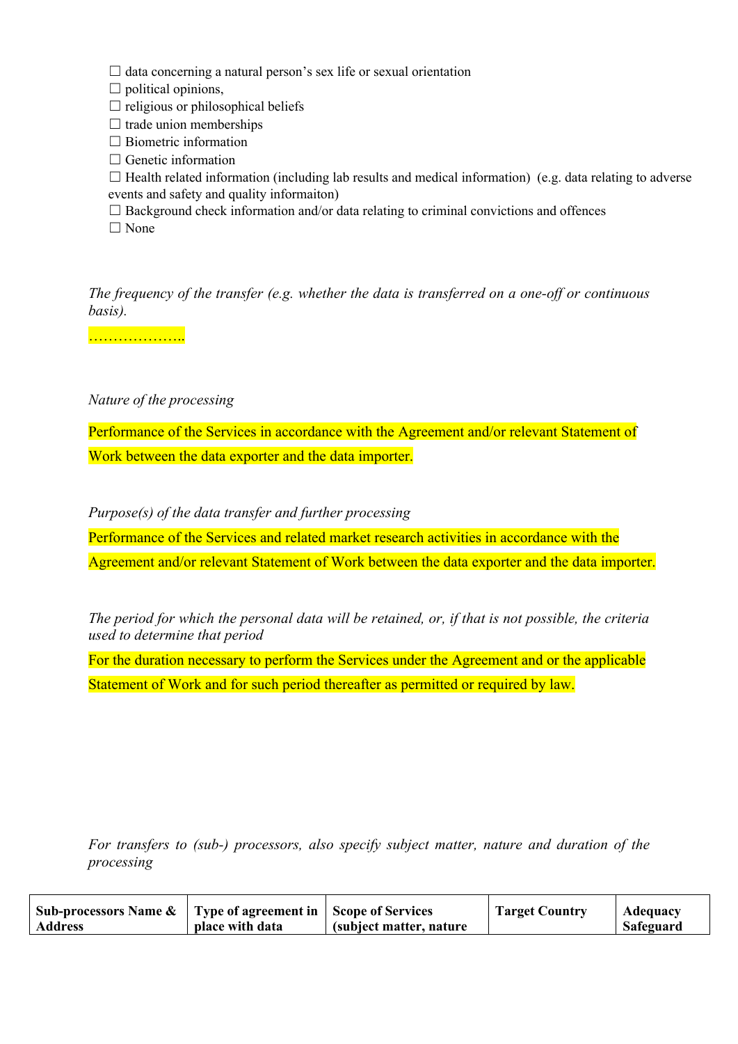☐ data concerning a natural person's sex life or sexual orientation
☐ political opinions,
☐ religious or philosophical beliefs
☐ trade union memberships
☐ Biometric information
☐ Genetic information
☐ Health related information (including lab results and medical information) (e.g. data relating to adverse events and safety and quality informaiton)
☐ Background check information and/or data relating to criminal convictions and offences
☐ None

*The frequency of the transfer (e.g. whether the data is transferred on a one-off or continuous basis).*

………………..

*Nature of the processing*

Performance of the Services in accordance with the Agreement and/or relevant Statement of Work between the data exporter and the data importer.

*Purpose(s) of the data transfer and further processing*

Performance of the Services and related market research activities in accordance with the Agreement and/or relevant Statement of Work between the data exporter and the data importer.

*The period for which the personal data will be retained, or, if that is not possible, the criteria used to determine that period*

For the duration necessary to perform the Services under the Agreement and or the applicable Statement of Work and for such period thereafter as permitted or required by law.

*For transfers to (sub-) processors, also specify subject matter, nature and duration of the processing*

| **Sub-processors Name & Address** | **Type of agreement in place with data** | **Scope of Services (subject matter, nature** | **Target Country** | **Adequacy Safeguard** |
| --- | --- | --- | --- | --- |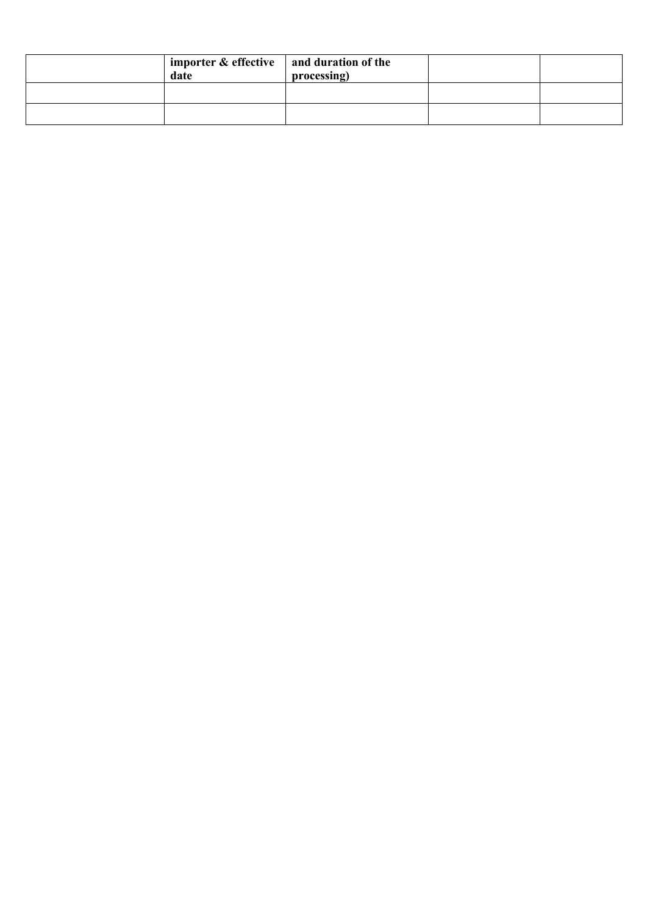| | **importer & effective date** | **and duration of the processing)** | | |
|---|---|---|---|---|
| | | | | |
| | | | | |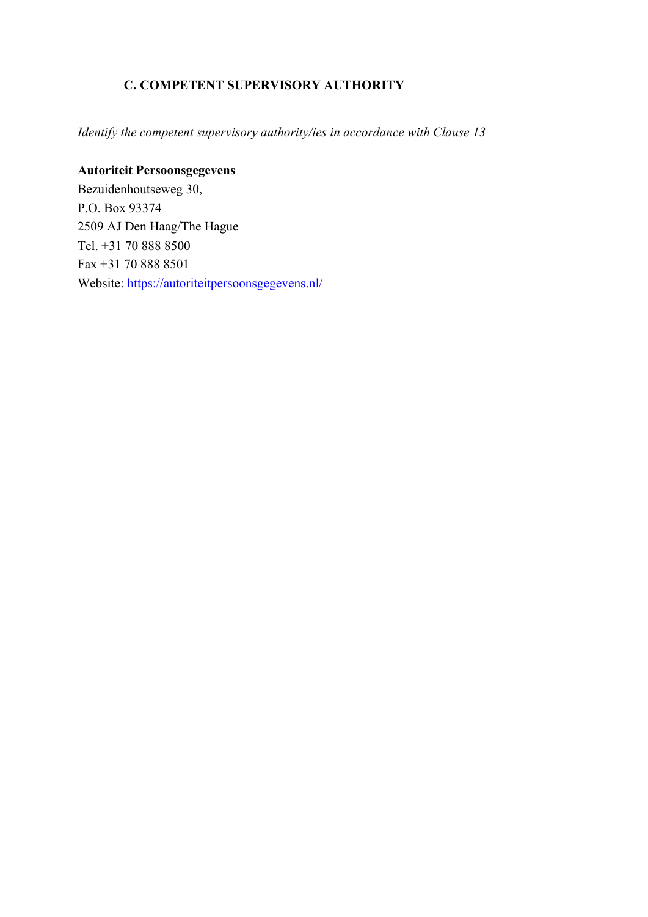### C. COMPETENT SUPERVISORY AUTHORITY

*Identify the competent supervisory authority/ies in accordance with Clause 13*

**Autoriteit Persoonsgegevens**
Bezuidenhoutseweg 30,
P.O. Box 93374
2509 AJ Den Haag/The Hague
Tel. +31 70 888 8500
Fax +31 70 888 8501
Website: https://autoriteitpersoonsgegevens.nl/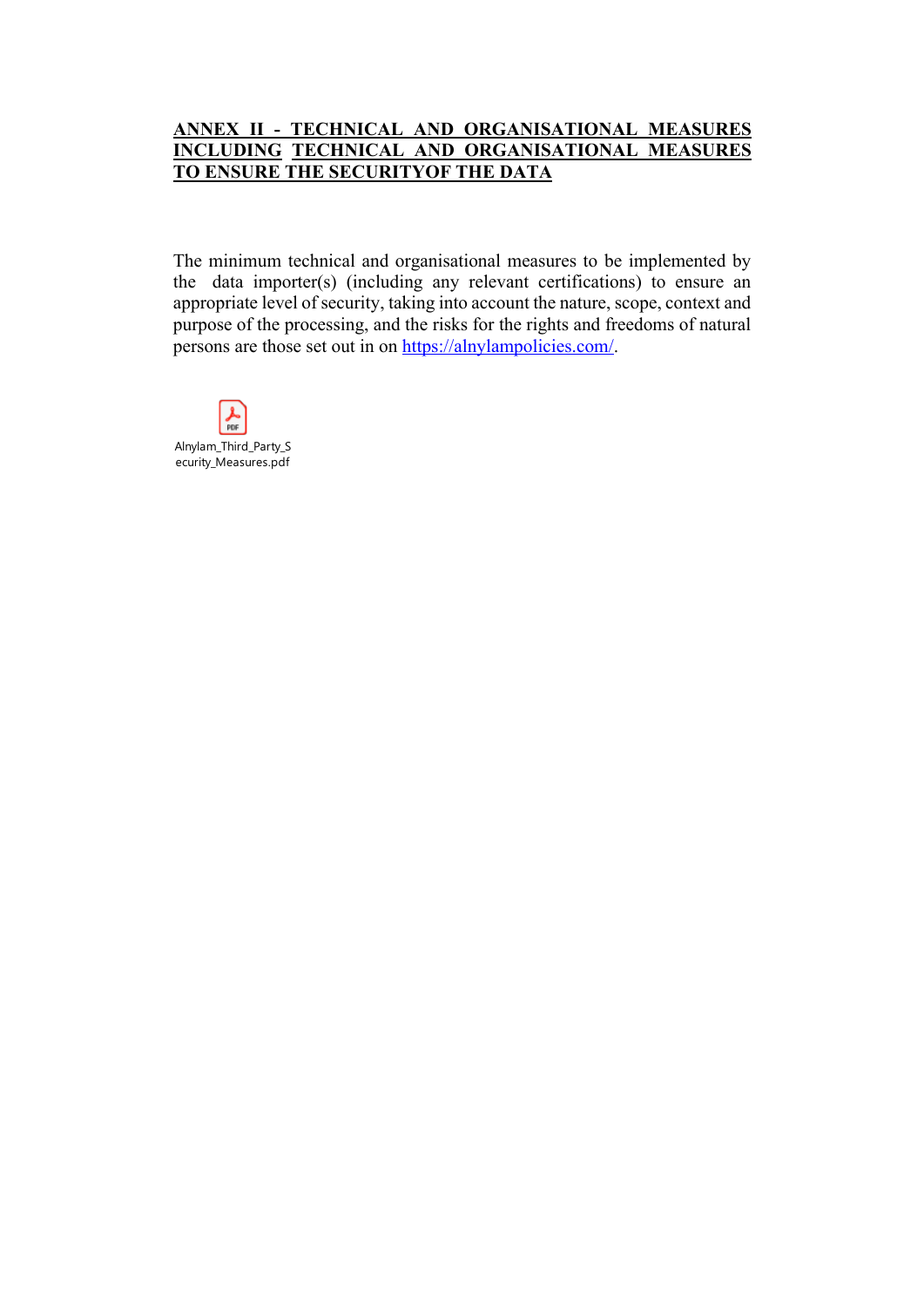## ANNEX II - TECHNICAL AND ORGANISATIONAL MEASURES INCLUDING TECHNICAL AND ORGANISATIONAL MEASURES TO ENSURE THE SECURITYOF THE DATA

The minimum technical and organisational measures to be implemented by the data importer(s) (including any relevant certifications) to ensure an appropriate level of security, taking into account the nature, scope, context and purpose of the processing, and the risks for the rights and freedoms of natural persons are those set out in on https://alnylampolicies.com/.

Alnylam_Third_Party_Security_Measures.pdf